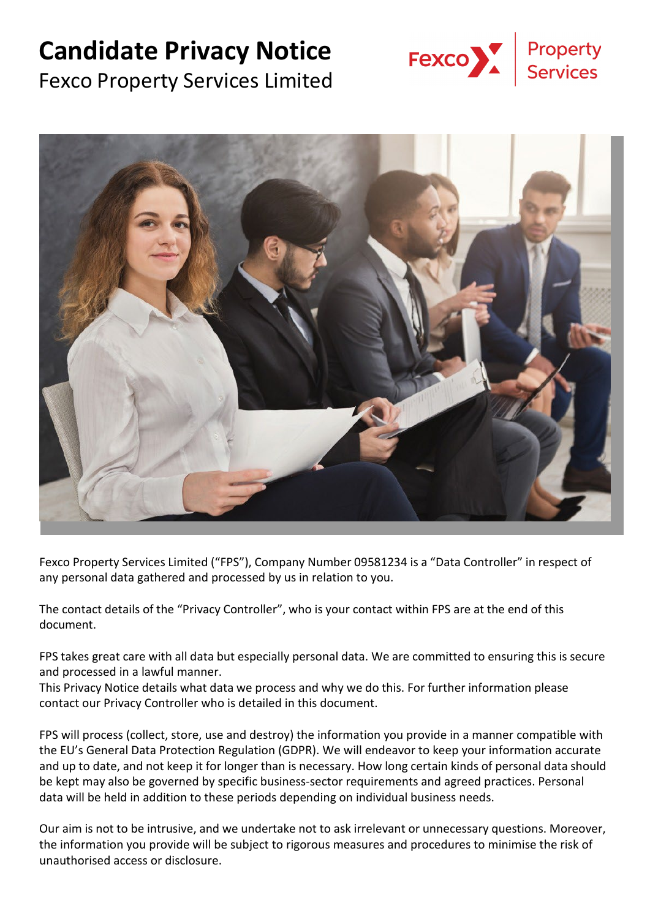# Candidate Privacy Notice

Fexco Property Services Limited

Fexco Property Services Limited ("FPS"), Company Number 09581234 is a "Data Controller" in respect of any personal data gathered and processed by us in relation to you.

The contact details of the "Privacy Controller", who is your contact within FPS are at the end of this document.

FPS takes great care with all data but especially personal data. We are committed to ensuring this is secure and processed in a lawful manner.
This Privacy Notice details what data we process and why we do this. For further information please contact our Privacy Controller who is detailed in this document.

FPS will process (collect, store, use and destroy) the information you provide in a manner compatible with the EU's General Data Protection Regulation (GDPR). We will endeavor to keep your information accurate and up to date, and not keep it for longer than is necessary. How long certain kinds of personal data should be kept may also be governed by specific business-sector requirements and agreed practices. Personal data will be held in addition to these periods depending on individual business needs.

Our aim is not to be intrusive, and we undertake not to ask irrelevant or unnecessary questions. Moreover, the information you provide will be subject to rigorous measures and procedures to minimise the risk of unauthorised access or disclosure.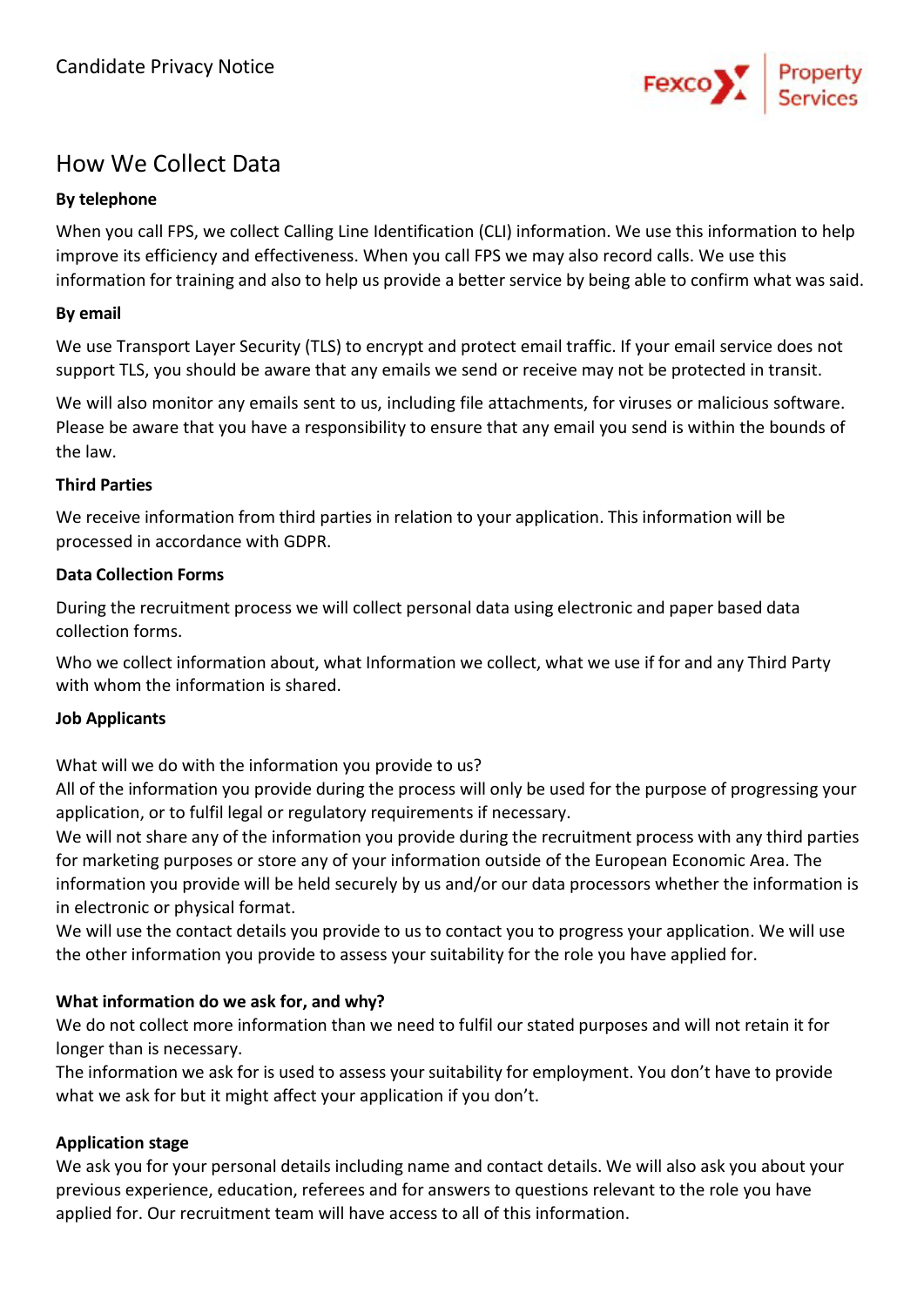## How We Collect Data

**By telephone**

When you call FPS, we collect Calling Line Identification (CLI) information. We use this information to help improve its efficiency and effectiveness. When you call FPS we may also record calls. We use this information for training and also to help us provide a better service by being able to confirm what was said.

**By email**

We use Transport Layer Security (TLS) to encrypt and protect email traffic. If your email service does not support TLS, you should be aware that any emails we send or receive may not be protected in transit.

We will also monitor any emails sent to us, including file attachments, for viruses or malicious software. Please be aware that you have a responsibility to ensure that any email you send is within the bounds of the law.

**Third Parties**

We receive information from third parties in relation to your application. This information will be processed in accordance with GDPR.

**Data Collection Forms**

During the recruitment process we will collect personal data using electronic and paper based data collection forms.

Who we collect information about, what Information we collect, what we use if for and any Third Party with whom the information is shared.

**Job Applicants**

What will we do with the information you provide to us?
All of the information you provide during the process will only be used for the purpose of progressing your application, or to fulfil legal or regulatory requirements if necessary.
We will not share any of the information you provide during the recruitment process with any third parties for marketing purposes or store any of your information outside of the European Economic Area. The information you provide will be held securely by us and/or our data processors whether the information is in electronic or physical format.
We will use the contact details you provide to us to contact you to progress your application. We will use the other information you provide to assess your suitability for the role you have applied for.

**What information do we ask for, and why?**
We do not collect more information than we need to fulfil our stated purposes and will not retain it for longer than is necessary.
The information we ask for is used to assess your suitability for employment. You don't have to provide what we ask for but it might affect your application if you don't.

**Application stage**
We ask you for your personal details including name and contact details. We will also ask you about your previous experience, education, referees and for answers to questions relevant to the role you have applied for. Our recruitment team will have access to all of this information.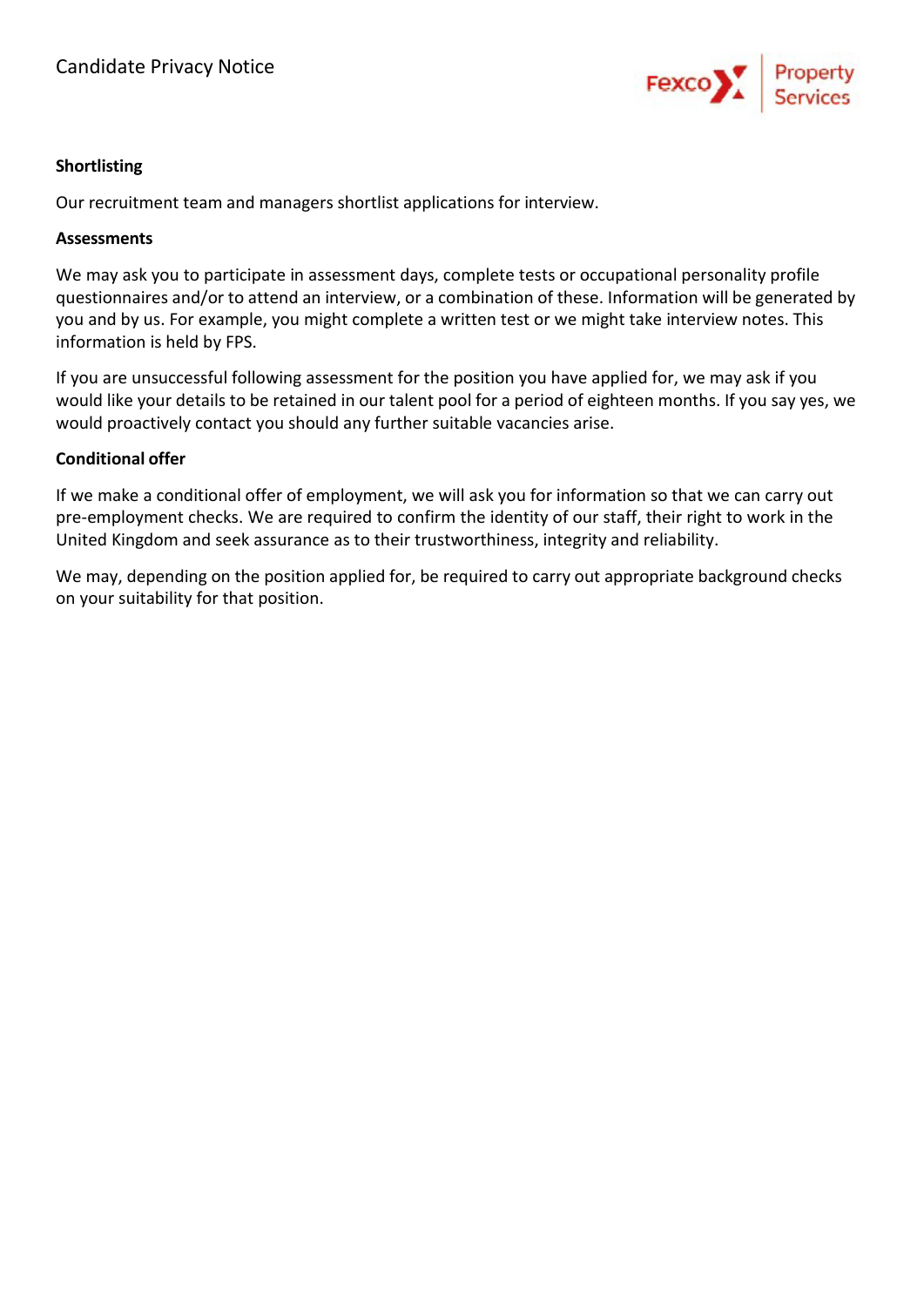**Shortlisting**

Our recruitment team and managers shortlist applications for interview.

**Assessments**

We may ask you to participate in assessment days, complete tests or occupational personality profile questionnaires and/or to attend an interview, or a combination of these. Information will be generated by you and by us. For example, you might complete a written test or we might take interview notes. This information is held by FPS.

If you are unsuccessful following assessment for the position you have applied for, we may ask if you would like your details to be retained in our talent pool for a period of eighteen months. If you say yes, we would proactively contact you should any further suitable vacancies arise.

**Conditional offer**

If we make a conditional offer of employment, we will ask you for information so that we can carry out pre-employment checks. We are required to confirm the identity of our staff, their right to work in the United Kingdom and seek assurance as to their trustworthiness, integrity and reliability.

We may, depending on the position applied for, be required to carry out appropriate background checks on your suitability for that position.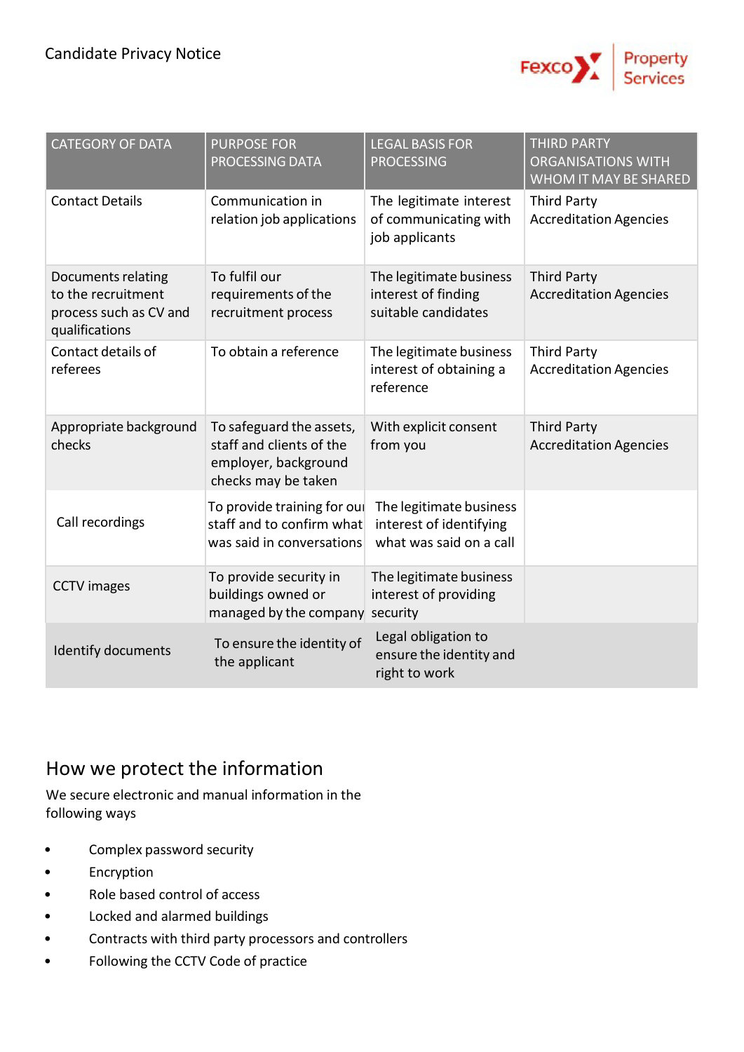| CATEGORY OF DATA | PURPOSE FOR PROCESSING DATA | LEGAL BASIS FOR PROCESSING | THIRD PARTY ORGANISATIONS WITH WHOM IT MAY BE SHARED |
|---|---|---|---|
| Contact Details | Communication in relation job applications | The legitimate interest of communicating with job applicants | Third Party Accreditation Agencies |
| Documents relating to the recruitment process such as CV and qualifications | To fulfil our requirements of the recruitment process | The legitimate business interest of finding suitable candidates | Third Party Accreditation Agencies |
| Contact details of referees | To obtain a reference | The legitimate business interest of obtaining a reference | Third Party Accreditation Agencies |
| Appropriate background checks | To safeguard the assets, staff and clients of the employer, background checks may be taken | With explicit consent from you | Third Party Accreditation Agencies |
| Call recordings | To provide training for our staff and to confirm what was said in conversations | The legitimate business interest of identifying what was said on a call | |
| CCTV images | To provide security in buildings owned or managed by the company | The legitimate business interest of providing security | |
| Identify documents | To ensure the identity of the applicant | Legal obligation to ensure the identity and right to work | |

## How we protect the information

We secure electronic and manual information in the following ways

- Complex password security
- Encryption
- Role based control of access
- Locked and alarmed buildings
- Contracts with third party processors and controllers
- Following the CCTV Code of practice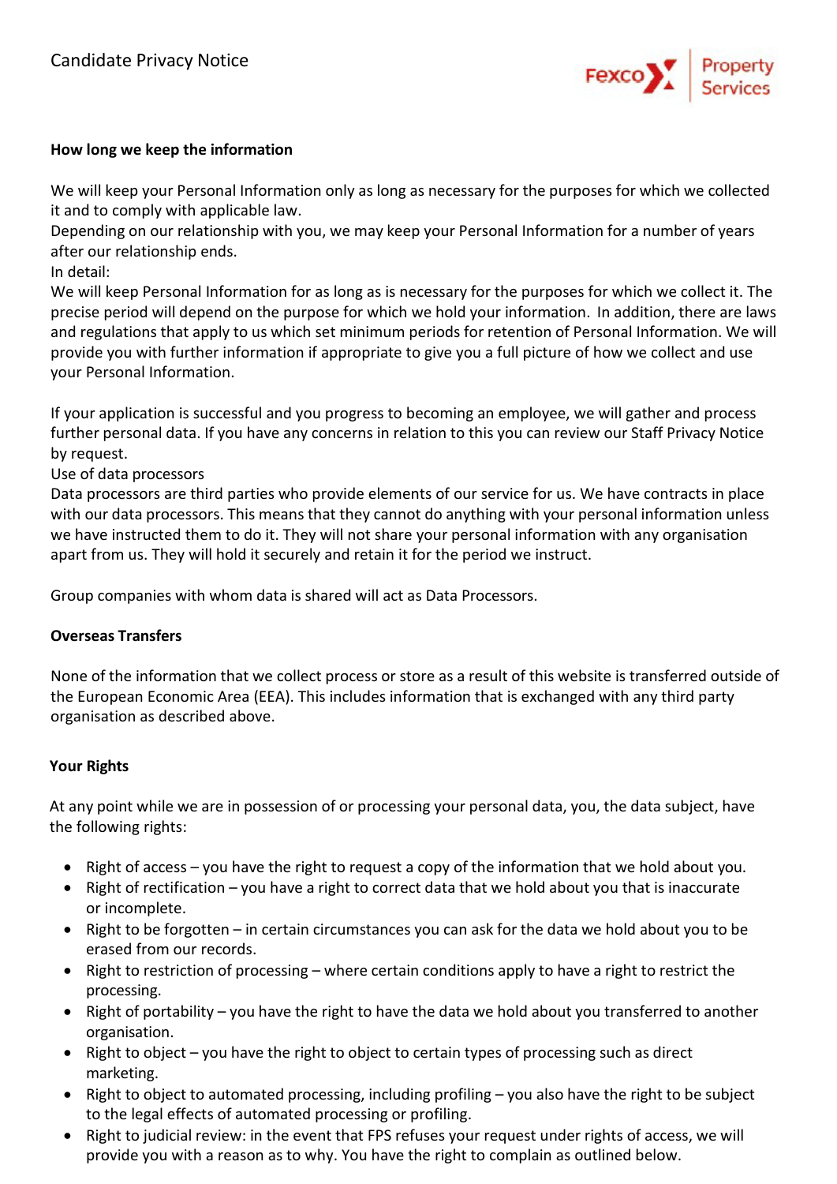**How long we keep the information**

We will keep your Personal Information only as long as necessary for the purposes for which we collected it and to comply with applicable law.
Depending on our relationship with you, we may keep your Personal Information for a number of years after our relationship ends.
In detail:
We will keep Personal Information for as long as is necessary for the purposes for which we collect it. The precise period will depend on the purpose for which we hold your information. In addition, there are laws and regulations that apply to us which set minimum periods for retention of Personal Information. We will provide you with further information if appropriate to give you a full picture of how we collect and use your Personal Information.

If your application is successful and you progress to becoming an employee, we will gather and process further personal data. If you have any concerns in relation to this you can review our Staff Privacy Notice by request.
Use of data processors
Data processors are third parties who provide elements of our service for us. We have contracts in place with our data processors. This means that they cannot do anything with your personal information unless we have instructed them to do it. They will not share your personal information with any organisation apart from us. They will hold it securely and retain it for the period we instruct.

Group companies with whom data is shared will act as Data Processors.

**Overseas Transfers**

None of the information that we collect process or store as a result of this website is transferred outside of the European Economic Area (EEA). This includes information that is exchanged with any third party organisation as described above.

**Your Rights**

At any point while we are in possession of or processing your personal data, you, the data subject, have the following rights:

- Right of access – you have the right to request a copy of the information that we hold about you.
- Right of rectification – you have a right to correct data that we hold about you that is inaccurate or incomplete.
- Right to be forgotten – in certain circumstances you can ask for the data we hold about you to be erased from our records.
- Right to restriction of processing – where certain conditions apply to have a right to restrict the processing.
- Right of portability – you have the right to have the data we hold about you transferred to another organisation.
- Right to object – you have the right to object to certain types of processing such as direct marketing.
- Right to object to automated processing, including profiling – you also have the right to be subject to the legal effects of automated processing or profiling.
- Right to judicial review: in the event that FPS refuses your request under rights of access, we will provide you with a reason as to why. You have the right to complain as outlined below.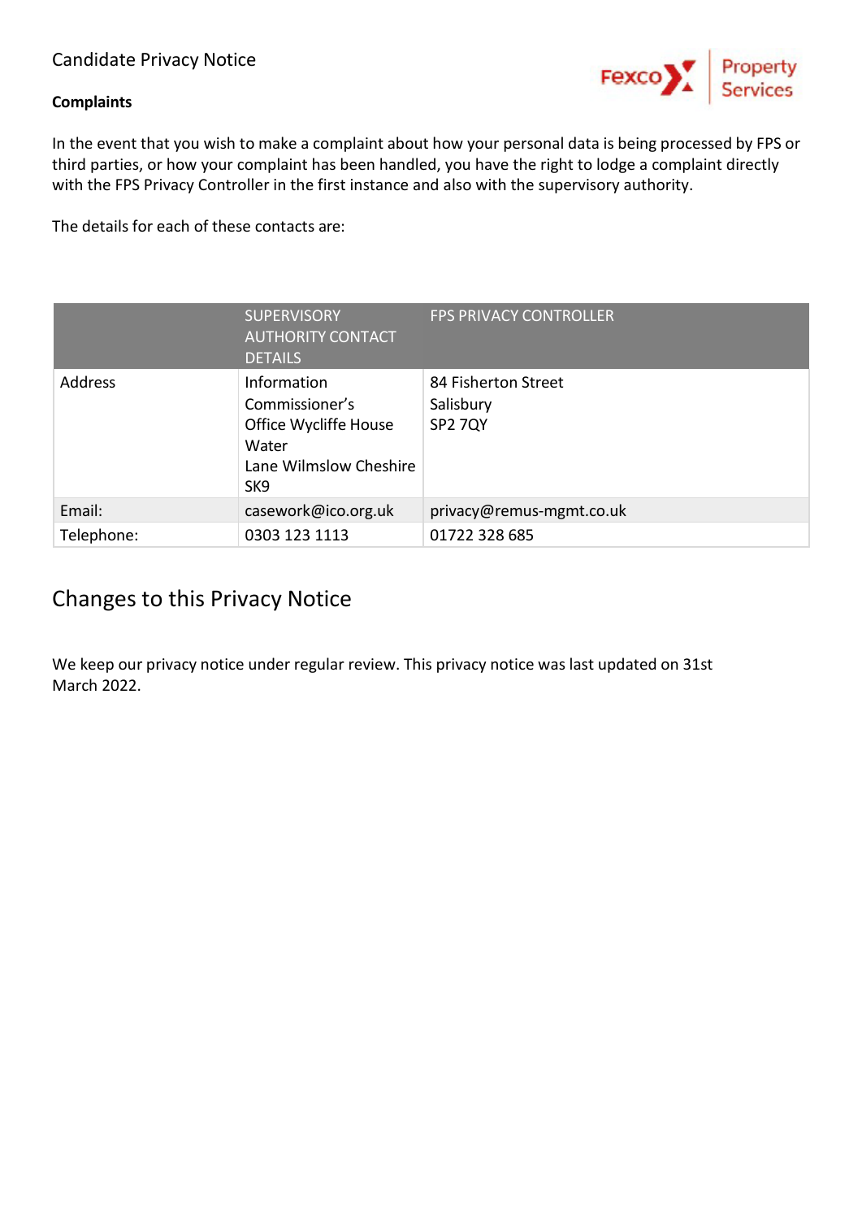**Complaints**

In the event that you wish to make a complaint about how your personal data is being processed by FPS or third parties, or how your complaint has been handled, you have the right to lodge a complaint directly with the FPS Privacy Controller in the first instance and also with the supervisory authority.

The details for each of these contacts are:

| | SUPERVISORY AUTHORITY CONTACT DETAILS | FPS PRIVACY CONTROLLER |
|---|---|---|
| Address | Information Commissioner's Office Wycliffe House Water Lane Wilmslow Cheshire SK9 | 84 Fisherton Street<br>Salisbury<br>SP2 7QY |
| Email: | casework@ico.org.uk | privacy@remus-mgmt.co.uk |
| Telephone: | 0303 123 1113 | 01722 328 685 |

## Changes to this Privacy Notice

We keep our privacy notice under regular review. This privacy notice was last updated on 31st March 2022.